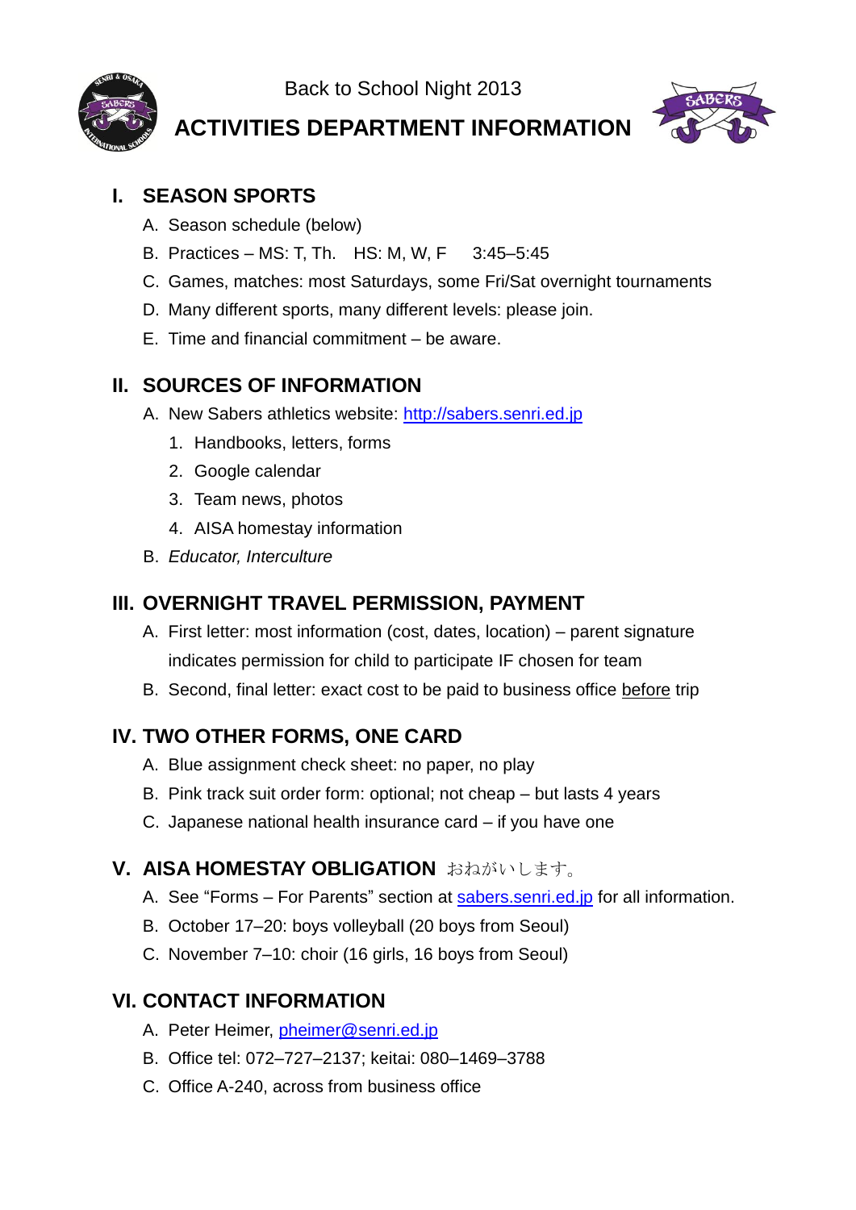Back to School Night 2013

# ACTIVITIES DEPARTMENT INFORMATION

## I. SEASON SPORTS

A. Season schedule (below)

B. Practices – MS: T, Th.    HS: M, W, F    3:45–5:45

C. Games, matches: most Saturdays, some Fri/Sat overnight tournaments

D. Many different sports, many different levels: please join.

E. Time and financial commitment – be aware.

## II. SOURCES OF INFORMATION

A. New Sabers athletics website: http://sabers.senri.ed.jp

1. Handbooks, letters, forms
2. Google calendar
3. Team news, photos
4. AISA homestay information

B. *Educator, Interculture*

## III. OVERNIGHT TRAVEL PERMISSION, PAYMENT

A. First letter: most information (cost, dates, location) – parent signature indicates permission for child to participate IF chosen for team

B. Second, final letter: exact cost to be paid to business office before trip

## IV. TWO OTHER FORMS, ONE CARD

A. Blue assignment check sheet: no paper, no play

B. Pink track suit order form: optional; not cheap – but lasts 4 years

C. Japanese national health insurance card – if you have one

## V. AISA HOMESTAY OBLIGATION おねがいします。

A. See “Forms – For Parents” section at sabers.senri.ed.jp for all information.

B. October 17–20: boys volleyball (20 boys from Seoul)

C. November 7–10: choir (16 girls, 16 boys from Seoul)

## VI. CONTACT INFORMATION

A. Peter Heimer, pheimer@senri.ed.jp

B. Office tel: 072–727–2137; keitai: 080–1469–3788

C. Office A-240, across from business office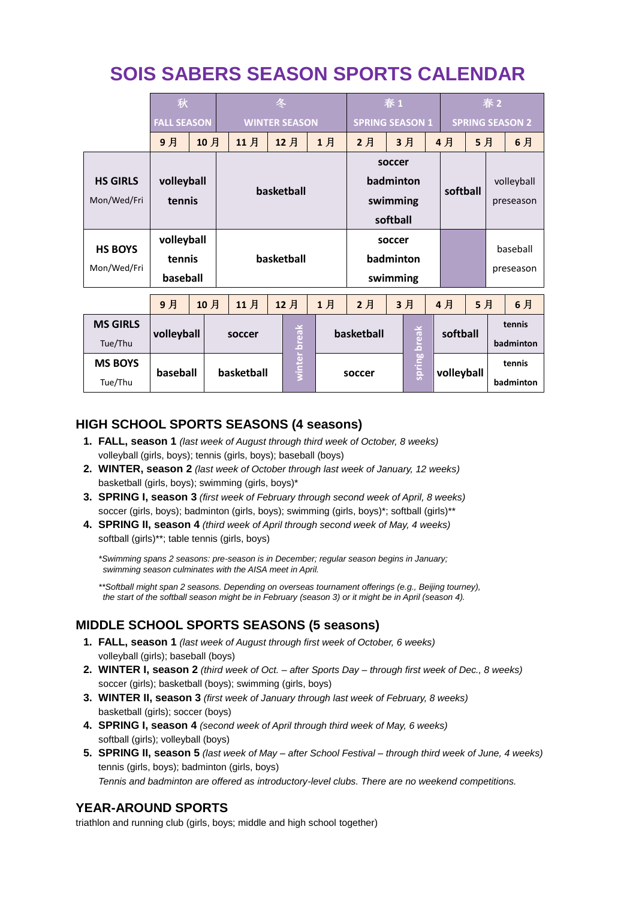# SOIS SABERS SEASON SPORTS CALENDAR

| | 秋 FALL SEASON | | 冬 WINTER SEASON | | | 春1 SPRING SEASON 1 | | 春2 SPRING SEASON 2 | | |
|---|---|---|---|---|---|---|---|---|---|---|
| | 9月 | 10月 | 11月 | 12月 | 1月 | 2月 | 3月 | 4月 | 5月 | 6月 |
| **HS GIRLS** Mon/Wed/Fri | **volleyball** **tennis** | | | **basketball** | | **soccer** **badminton** **swimming** **softball** | | **softball** | | volleyball preseason |
| **HS BOYS** Mon/Wed/Fri | **volleyball** **tennis** **baseball** | | | **basketball** | | **soccer** **badminton** **swimming** | | | | baseball preseason |

| | 9月 | 10月 | 11月 | 12月 | 1月 | 2月 | 3月 | 4月 | 5月 | 6月 |
|---|---|---|---|---|---|---|---|---|---|---|
| **MS GIRLS** Tue/Thu | **volleyball** | | **soccer** | winter break | **basketball** | | spring break | **softball** | | **tennis** **badminton** |
| **MS BOYS** Tue/Thu | **baseball** | | **basketball** | winter break | **soccer** | | spring break | **volleyball** | | **tennis** **badminton** |

## HIGH SCHOOL SPORTS SEASONS (4 seasons)

1. **FALL, season 1** *(last week of August through third week of October, 8 weeks)*
   volleyball (girls, boys); tennis (girls, boys); baseball (boys)
2. **WINTER, season 2** *(last week of October through last week of January, 12 weeks)*
   basketball (girls, boys); swimming (girls, boys)*
3. **SPRING I, season 3** *(first week of February through second week of April, 8 weeks)*
   soccer (girls, boys); badminton (girls, boys); swimming (girls, boys)*; softball (girls)**
4. **SPRING II, season 4** *(third week of April through second week of May, 4 weeks)*
   softball (girls)**; table tennis (girls, boys)

*\*Swimming spans 2 seasons: pre-season is in December; regular season begins in January; swimming season culminates with the AISA meet in April.*

*\*\*Softball might span 2 seasons. Depending on overseas tournament offerings (e.g., Beijing tourney), the start of the softball season might be in February (season 3) or it might be in April (season 4).*

## MIDDLE SCHOOL SPORTS SEASONS (5 seasons)

1. **FALL, season 1** *(last week of August through first week of October, 6 weeks)*
   volleyball (girls); baseball (boys)
2. **WINTER I, season 2** *(third week of Oct. – after Sports Day – through first week of Dec., 8 weeks)*
   soccer (girls); basketball (boys); swimming (girls, boys)
3. **WINTER II, season 3** *(first week of January through last week of February, 8 weeks)*
   basketball (girls); soccer (boys)
4. **SPRING I, season 4** *(second week of April through third week of May, 6 weeks)*
   softball (girls); volleyball (boys)
5. **SPRING II, season 5** *(last week of May – after School Festival – through third week of June, 4 weeks)*
   tennis (girls, boys); badminton (girls, boys)
   *Tennis and badminton are offered as introductory-level clubs. There are no weekend competitions.*

## YEAR-AROUND SPORTS

triathlon and running club (girls, boys; middle and high school together)